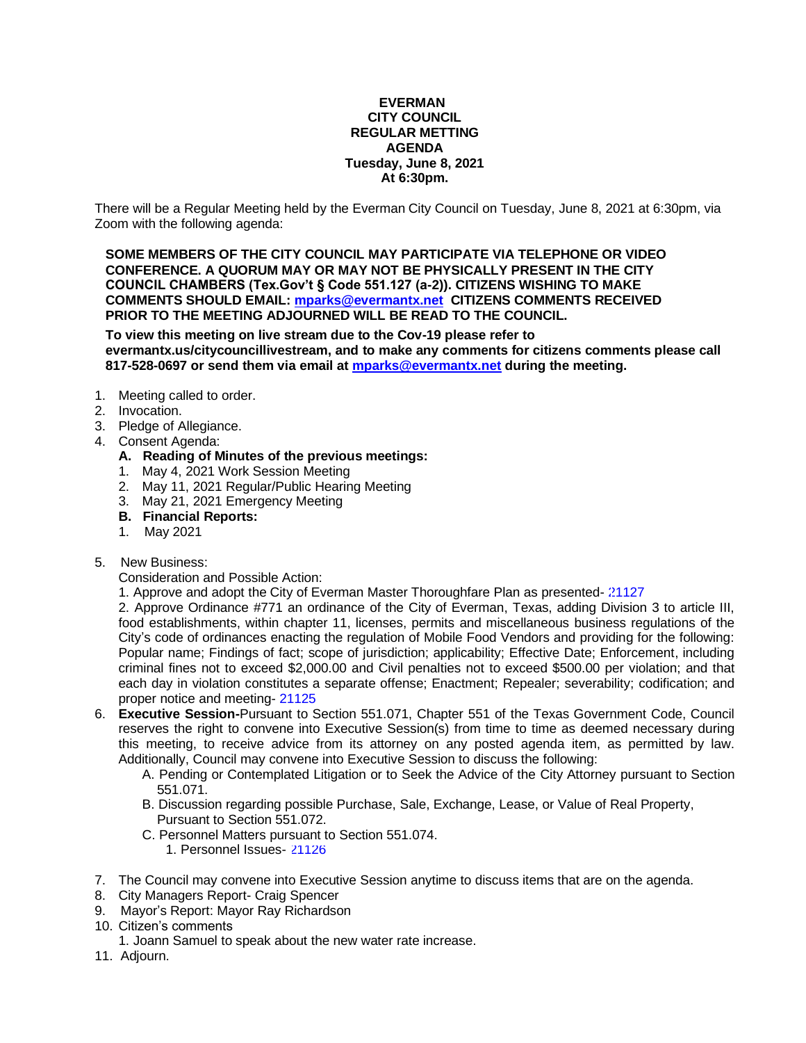**EVERMAN**
**CITY COUNCIL**
**REGULAR METTING**
**AGENDA**
**Tuesday, June 8, 2021**
**At 6:30pm.**

There will be a Regular Meeting held by the Everman City Council on Tuesday, June 8, 2021 at 6:30pm, via Zoom with the following agenda:

**SOME MEMBERS OF THE CITY COUNCIL MAY PARTICIPATE VIA TELEPHONE OR VIDEO CONFERENCE. A QUORUM MAY OR MAY NOT BE PHYSICALLY PRESENT IN THE CITY COUNCIL CHAMBERS (Tex.Gov't § Code 551.127 (a-2)). CITIZENS WISHING TO MAKE COMMENTS SHOULD EMAIL: mparks@evermantx.net CITIZENS COMMENTS RECEIVED PRIOR TO THE MEETING ADJOURNED WILL BE READ TO THE COUNCIL.**

**To view this meeting on live stream due to the Cov-19 please refer to evermantx.us/citycouncillivestream, and to make any comments for citizens comments please call 817-528-0697 or send them via email at mparks@evermantx.net during the meeting.**

1. Meeting called to order.
2. Invocation.
3. Pledge of Allegiance.
4. Consent Agenda:
   - **A. Reading of Minutes of the previous meetings:**
     1. May 4, 2021 Work Session Meeting
     2. May 11, 2021 Regular/Public Hearing Meeting
     3. May 21, 2021 Emergency Meeting
   - **B. Financial Reports:**
     1. May 2021
5. New Business:

   Consideration and Possible Action:

   1. Approve and adopt the City of Everman Master Thoroughfare Plan as presented- 21127
   2. Approve Ordinance #771 an ordinance of the City of Everman, Texas, adding Division 3 to article III, food establishments, within chapter 11, licenses, permits and miscellaneous business regulations of the City's code of ordinances enacting the regulation of Mobile Food Vendors and providing for the following: Popular name; Findings of fact; scope of jurisdiction; applicability; Effective Date; Enforcement, including criminal fines not to exceed $2,000.00 and Civil penalties not to exceed $500.00 per violation; and that each day in violation constitutes a separate offense; Enactment; Repealer; severability; codification; and proper notice and meeting- 21125
6. **Executive Session-**Pursuant to Section 551.071, Chapter 551 of the Texas Government Code, Council reserves the right to convene into Executive Session(s) from time to time as deemed necessary during this meeting, to receive advice from its attorney on any posted agenda item, as permitted by law. Additionally, Council may convene into Executive Session to discuss the following:
   - A. Pending or Contemplated Litigation or to Seek the Advice of the City Attorney pursuant to Section 551.071.
   - B. Discussion regarding possible Purchase, Sale, Exchange, Lease, or Value of Real Property, Pursuant to Section 551.072.
   - C. Personnel Matters pursuant to Section 551.074.
     1. Personnel Issues- 21126
7. The Council may convene into Executive Session anytime to discuss items that are on the agenda.
8. City Managers Report- Craig Spencer
9. Mayor's Report: Mayor Ray Richardson
10. Citizen's comments
    1. Joann Samuel to speak about the new water rate increase.
11. Adjourn.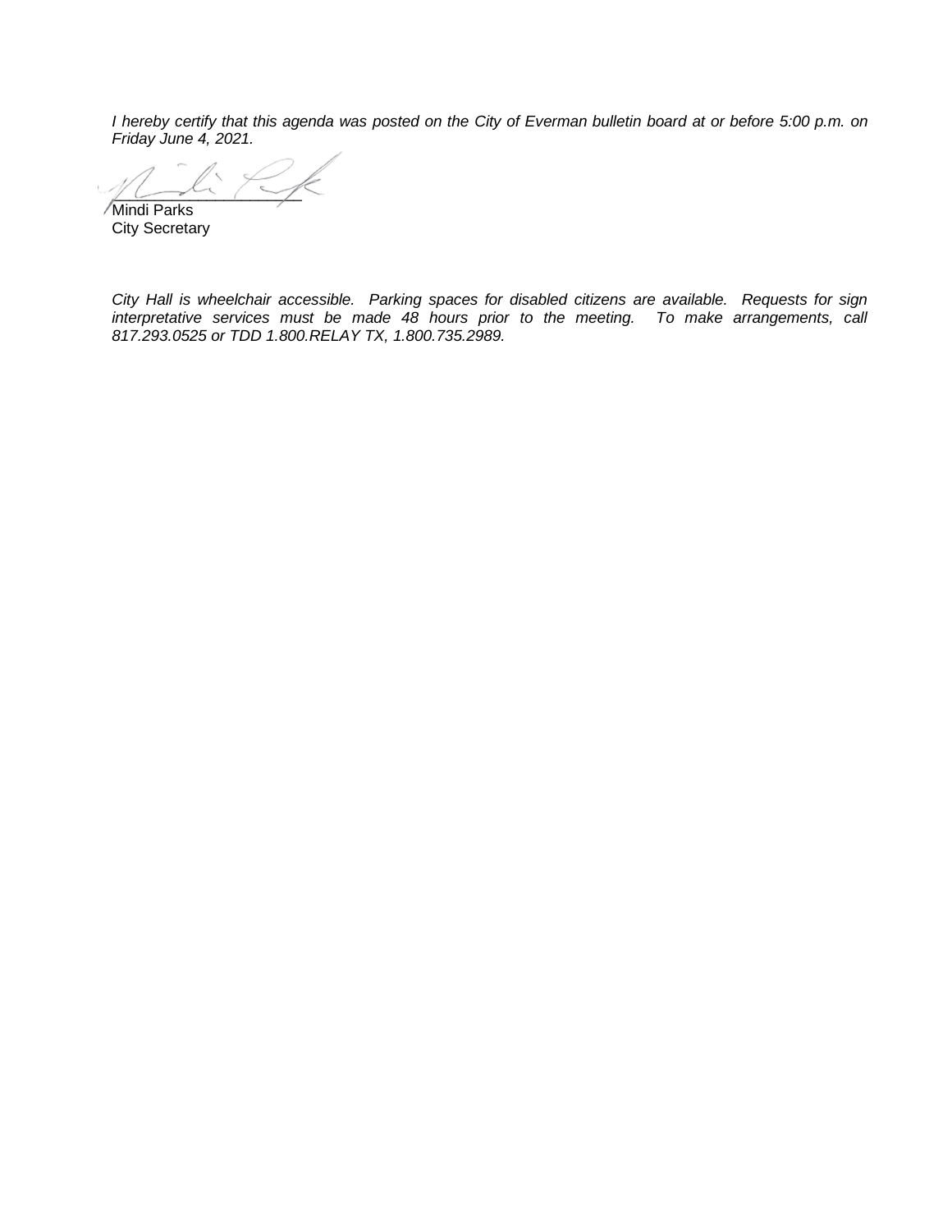*I hereby certify that this agenda was posted on the City of Everman bulletin board at or before 5:00 p.m. on Friday June 4, 2021.*

\_\_\_\_\_\_\_\_\_\_\_\_\_\_\_\_\_\_\_\_\_\_
Mindi Parks
City Secretary

*City Hall is wheelchair accessible. Parking spaces for disabled citizens are available. Requests for sign interpretative services must be made 48 hours prior to the meeting. To make arrangements, call 817.293.0525 or TDD 1.800.RELAY TX, 1.800.735.2989.*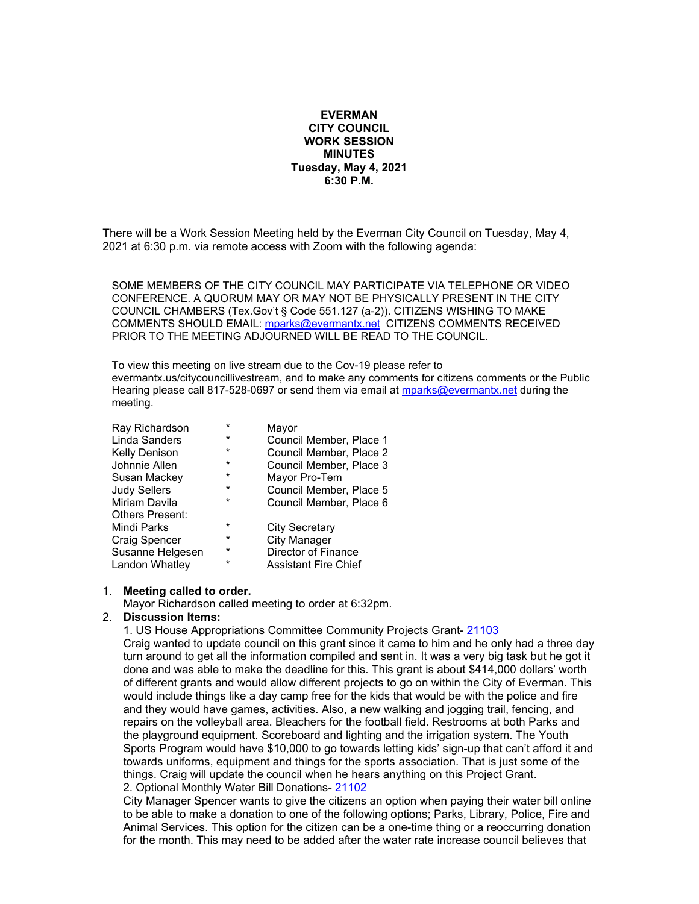**EVERMAN**
**CITY COUNCIL**
**WORK SESSION**
**MINUTES**
**Tuesday, May 4, 2021**
**6:30 P.M.**

There will be a Work Session Meeting held by the Everman City Council on Tuesday, May 4, 2021 at 6:30 p.m. via remote access with Zoom with the following agenda:

SOME MEMBERS OF THE CITY COUNCIL MAY PARTICIPATE VIA TELEPHONE OR VIDEO CONFERENCE. A QUORUM MAY OR MAY NOT BE PHYSICALLY PRESENT IN THE CITY COUNCIL CHAMBERS (Tex.Gov't § Code 551.127 (a-2)). CITIZENS WISHING TO MAKE COMMENTS SHOULD EMAIL: mparks@evermantx.net CITIZENS COMMENTS RECEIVED PRIOR TO THE MEETING ADJOURNED WILL BE READ TO THE COUNCIL.

To view this meeting on live stream due to the Cov-19 please refer to evermantx.us/citycouncillivestream, and to make any comments for citizens comments or the Public Hearing please call 817-528-0697 or send them via email at mparks@evermantx.net during the meeting.

| | | |
|---|---|---|
| Ray Richardson | * | Mayor |
| Linda Sanders | * | Council Member, Place 1 |
| Kelly Denison | * | Council Member, Place 2 |
| Johnnie Allen | * | Council Member, Place 3 |
| Susan Mackey | * | Mayor Pro-Tem |
| Judy Sellers | * | Council Member, Place 5 |
| Miriam Davila | * | Council Member, Place 6 |
| Others Present: | | |
| Mindi Parks | * | City Secretary |
| Craig Spencer | * | City Manager |
| Susanne Helgesen | * | Director of Finance |
| Landon Whatley | * | Assistant Fire Chief |

1. **Meeting called to order.**
   Mayor Richardson called meeting to order at 6:32pm.
2. **Discussion Items:**
   1. US House Appropriations Committee Community Projects Grant- 21103
   Craig wanted to update council on this grant since it came to him and he only had a three day turn around to get all the information compiled and sent in. It was a very big task but he got it done and was able to make the deadline for this. This grant is about $414,000 dollars' worth of different grants and would allow different projects to go on within the City of Everman. This would include things like a day camp free for the kids that would be with the police and fire and they would have games, activities. Also, a new walking and jogging trail, fencing, and repairs on the volleyball area. Bleachers for the football field. Restrooms at both Parks and the playground equipment. Scoreboard and lighting and the irrigation system. The Youth Sports Program would have $10,000 to go towards letting kids' sign-up that can't afford it and towards uniforms, equipment and things for the sports association. That is just some of the things. Craig will update the council when he hears anything on this Project Grant.
   2. Optional Monthly Water Bill Donations- 21102
   City Manager Spencer wants to give the citizens an option when paying their water bill online to be able to make a donation to one of the following options; Parks, Library, Police, Fire and Animal Services. This option for the citizen can be a one-time thing or a reoccurring donation for the month. This may need to be added after the water rate increase council believes that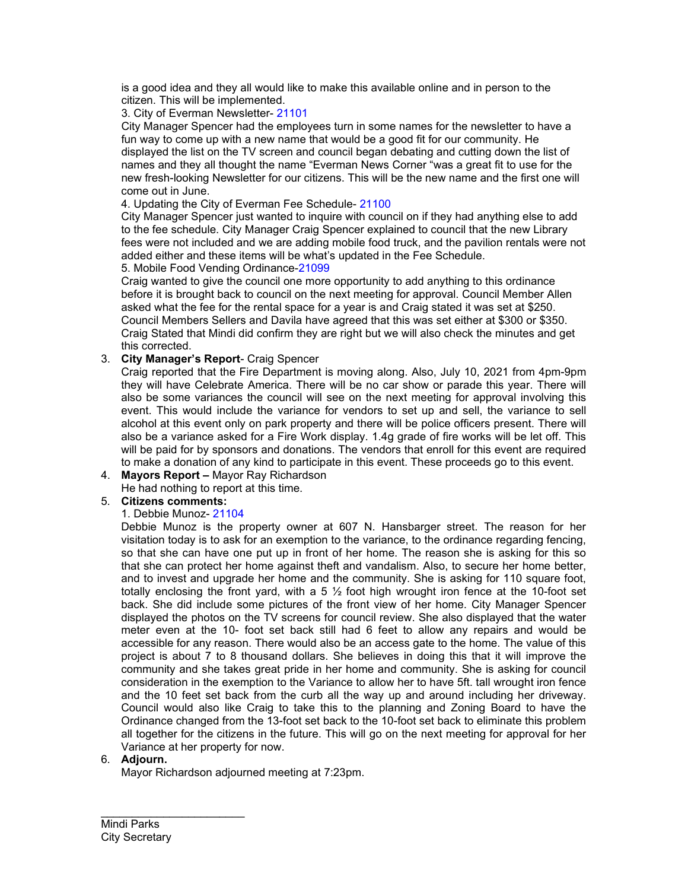is a good idea and they all would like to make this available online and in person to the citizen. This will be implemented.

3. City of Everman Newsletter- 21101

City Manager Spencer had the employees turn in some names for the newsletter to have a fun way to come up with a new name that would be a good fit for our community. He displayed the list on the TV screen and council began debating and cutting down the list of names and they all thought the name "Everman News Corner "was a great fit to use for the new fresh-looking Newsletter for our citizens. This will be the new name and the first one will come out in June.

4. Updating the City of Everman Fee Schedule- 21100

City Manager Spencer just wanted to inquire with council on if they had anything else to add to the fee schedule. City Manager Craig Spencer explained to council that the new Library fees were not included and we are adding mobile food truck, and the pavilion rentals were not added either and these items will be what's updated in the Fee Schedule.

5. Mobile Food Vending Ordinance-21099

Craig wanted to give the council one more opportunity to add anything to this ordinance before it is brought back to council on the next meeting for approval. Council Member Allen asked what the fee for the rental space for a year is and Craig stated it was set at $250. Council Members Sellers and Davila have agreed that this was set either at $300 or $350. Craig Stated that Mindi did confirm they are right but we will also check the minutes and get this corrected.

3. **City Manager's Report**- Craig Spencer

Craig reported that the Fire Department is moving along. Also, July 10, 2021 from 4pm-9pm they will have Celebrate America. There will be no car show or parade this year. There will also be some variances the council will see on the next meeting for approval involving this event. This would include the variance for vendors to set up and sell, the variance to sell alcohol at this event only on park property and there will be police officers present. There will also be a variance asked for a Fire Work display. 1.4g grade of fire works will be let off. This will be paid for by sponsors and donations. The vendors that enroll for this event are required to make a donation of any kind to participate in this event. These proceeds go to this event.

4. **Mayors Report –** Mayor Ray Richardson

He had nothing to report at this time.

5. **Citizens comments:**

1. Debbie Munoz- 21104

Debbie Munoz is the property owner at 607 N. Hansbarger street. The reason for her visitation today is to ask for an exemption to the variance, to the ordinance regarding fencing, so that she can have one put up in front of her home. The reason she is asking for this so that she can protect her home against theft and vandalism. Also, to secure her home better, and to invest and upgrade her home and the community. She is asking for 110 square foot, totally enclosing the front yard, with a 5 ½ foot high wrought iron fence at the 10-foot set back. She did include some pictures of the front view of her home. City Manager Spencer displayed the photos on the TV screens for council review. She also displayed that the water meter even at the 10- foot set back still had 6 feet to allow any repairs and would be accessible for any reason. There would also be an access gate to the home. The value of this project is about 7 to 8 thousand dollars. She believes in doing this that it will improve the community and she takes great pride in her home and community. She is asking for council consideration in the exemption to the Variance to allow her to have 5ft. tall wrought iron fence and the 10 feet set back from the curb all the way up and around including her driveway. Council would also like Craig to take this to the planning and Zoning Board to have the Ordinance changed from the 13-foot set back to the 10-foot set back to eliminate this problem all together for the citizens in the future. This will go on the next meeting for approval for her Variance at her property for now.

6. **Adjourn.**

Mayor Richardson adjourned meeting at 7:23pm.

\_\_\_\_\_\_\_\_\_\_\_\_\_\_\_\_\_\_\_\_\_\_\_\_

Mindi Parks
City Secretary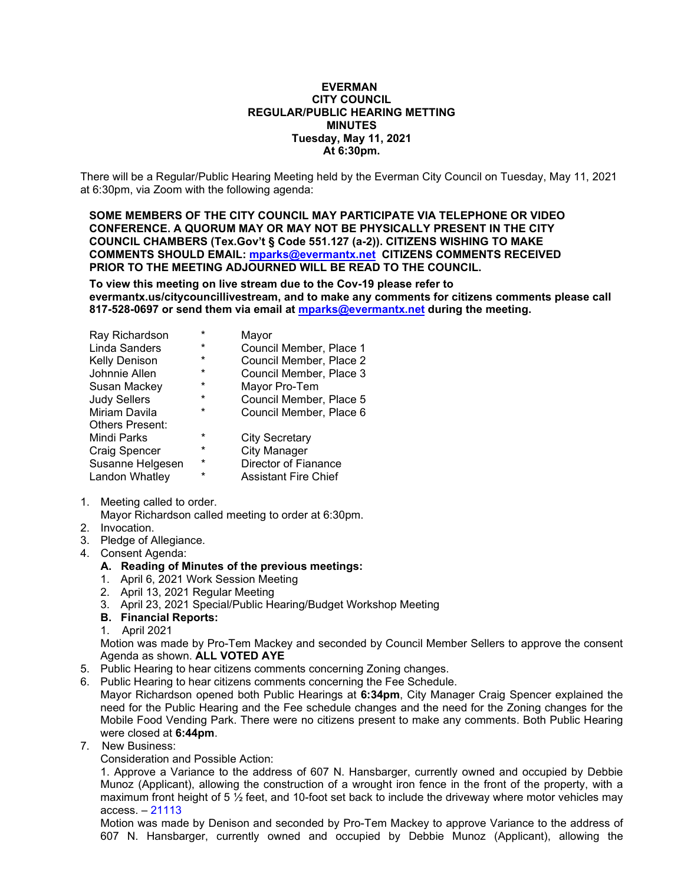**EVERMAN**
**CITY COUNCIL**
**REGULAR/PUBLIC HEARING METTING**
**MINUTES**
**Tuesday, May 11, 2021**
**At 6:30pm.**

There will be a Regular/Public Hearing Meeting held by the Everman City Council on Tuesday, May 11, 2021 at 6:30pm, via Zoom with the following agenda:

**SOME MEMBERS OF THE CITY COUNCIL MAY PARTICIPATE VIA TELEPHONE OR VIDEO CONFERENCE. A QUORUM MAY OR MAY NOT BE PHYSICALLY PRESENT IN THE CITY COUNCIL CHAMBERS (Tex.Gov't § Code 551.127 (a-2)). CITIZENS WISHING TO MAKE COMMENTS SHOULD EMAIL: mparks@evermantx.net CITIZENS COMMENTS RECEIVED PRIOR TO THE MEETING ADJOURNED WILL BE READ TO THE COUNCIL.**

**To view this meeting on live stream due to the Cov-19 please refer to evermantx.us/citycouncillivestream, and to make any comments for citizens comments please call 817-528-0697 or send them via email at mparks@evermantx.net during the meeting.**

| | | |
|---|---|---|
| Ray Richardson | * | Mayor |
| Linda Sanders | * | Council Member, Place 1 |
| Kelly Denison | * | Council Member, Place 2 |
| Johnnie Allen | * | Council Member, Place 3 |
| Susan Mackey | * | Mayor Pro-Tem |
| Judy Sellers | * | Council Member, Place 5 |
| Miriam Davila | * | Council Member, Place 6 |
| Others Present: | | |
| Mindi Parks | * | City Secretary |
| Craig Spencer | * | City Manager |
| Susanne Helgesen | * | Director of Fianance |
| Landon Whatley | * | Assistant Fire Chief |

1. Meeting called to order.
   Mayor Richardson called meeting to order at 6:30pm.
2. Invocation.
3. Pledge of Allegiance.
4. Consent Agenda:
   **A. Reading of Minutes of the previous meetings:**
   1. April 6, 2021 Work Session Meeting
   2. April 13, 2021 Regular Meeting
   3. April 23, 2021 Special/Public Hearing/Budget Workshop Meeting

   **B. Financial Reports:**
   1. April 2021

   Motion was made by Pro-Tem Mackey and seconded by Council Member Sellers to approve the consent Agenda as shown. **ALL VOTED AYE**
5. Public Hearing to hear citizens comments concerning Zoning changes.
6. Public Hearing to hear citizens comments concerning the Fee Schedule.
   Mayor Richardson opened both Public Hearings at **6:34pm**, City Manager Craig Spencer explained the need for the Public Hearing and the Fee schedule changes and the need for the Zoning changes for the Mobile Food Vending Park. There were no citizens present to make any comments. Both Public Hearing were closed at **6:44pm**.
7. New Business:
   Consideration and Possible Action:
   1. Approve a Variance to the address of 607 N. Hansbarger, currently owned and occupied by Debbie Munoz (Applicant), allowing the construction of a wrought iron fence in the front of the property, with a maximum front height of 5 ½ feet, and 10-foot set back to include the driveway where motor vehicles may access. – 21113
   Motion was made by Denison and seconded by Pro-Tem Mackey to approve Variance to the address of 607 N. Hansbarger, currently owned and occupied by Debbie Munoz (Applicant), allowing the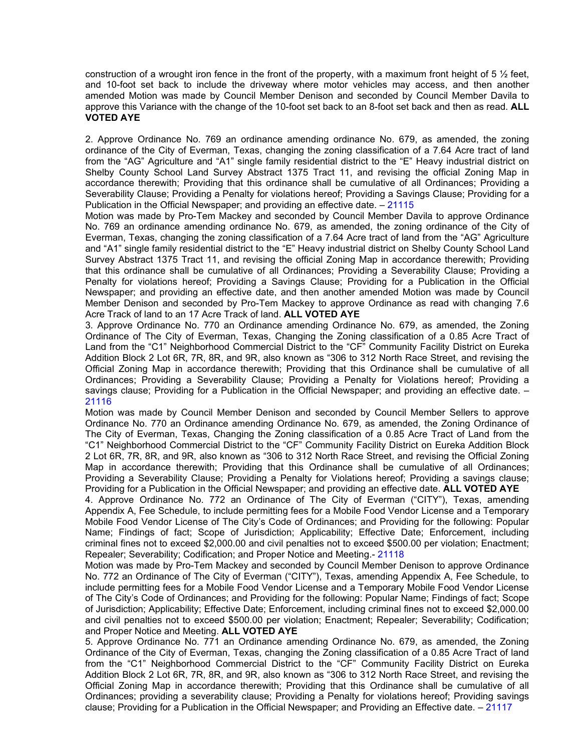construction of a wrought iron fence in the front of the property, with a maximum front height of 5 ½ feet, and 10-foot set back to include the driveway where motor vehicles may access, and then another amended Motion was made by Council Member Denison and seconded by Council Member Davila to approve this Variance with the change of the 10-foot set back to an 8-foot set back and then as read. **ALL VOTED AYE**

2. Approve Ordinance No. 769 an ordinance amending ordinance No. 679, as amended, the zoning ordinance of the City of Everman, Texas, changing the zoning classification of a 7.64 Acre tract of land from the "AG" Agriculture and "A1" single family residential district to the "E" Heavy industrial district on Shelby County School Land Survey Abstract 1375 Tract 11, and revising the official Zoning Map in accordance therewith; Providing that this ordinance shall be cumulative of all Ordinances; Providing a Severability Clause; Providing a Penalty for violations hereof; Providing a Savings Clause; Providing for a Publication in the Official Newspaper; and providing an effective date. – 21115

Motion was made by Pro-Tem Mackey and seconded by Council Member Davila to approve Ordinance No. 769 an ordinance amending ordinance No. 679, as amended, the zoning ordinance of the City of Everman, Texas, changing the zoning classification of a 7.64 Acre tract of land from the "AG" Agriculture and "A1" single family residential district to the "E" Heavy industrial district on Shelby County School Land Survey Abstract 1375 Tract 11, and revising the official Zoning Map in accordance therewith; Providing that this ordinance shall be cumulative of all Ordinances; Providing a Severability Clause; Providing a Penalty for violations hereof; Providing a Savings Clause; Providing for a Publication in the Official Newspaper; and providing an effective date, and then another amended Motion was made by Council Member Denison and seconded by Pro-Tem Mackey to approve Ordinance as read with changing 7.6 Acre Track of land to an 17 Acre Track of land. **ALL VOTED AYE**

3. Approve Ordinance No. 770 an Ordinance amending Ordinance No. 679, as amended, the Zoning Ordinance of The City of Everman, Texas, Changing the Zoning classification of a 0.85 Acre Tract of Land from the "C1" Neighborhood Commercial District to the "CF" Community Facility District on Eureka Addition Block 2 Lot 6R, 7R, 8R, and 9R, also known as "306 to 312 North Race Street, and revising the Official Zoning Map in accordance therewith; Providing that this Ordinance shall be cumulative of all Ordinances; Providing a Severability Clause; Providing a Penalty for Violations hereof; Providing a savings clause; Providing for a Publication in the Official Newspaper; and providing an effective date. – 21116

Motion was made by Council Member Denison and seconded by Council Member Sellers to approve Ordinance No. 770 an Ordinance amending Ordinance No. 679, as amended, the Zoning Ordinance of The City of Everman, Texas, Changing the Zoning classification of a 0.85 Acre Tract of Land from the "C1" Neighborhood Commercial District to the "CF" Community Facility District on Eureka Addition Block 2 Lot 6R, 7R, 8R, and 9R, also known as "306 to 312 North Race Street, and revising the Official Zoning Map in accordance therewith; Providing that this Ordinance shall be cumulative of all Ordinances; Providing a Severability Clause; Providing a Penalty for Violations hereof; Providing a savings clause; Providing for a Publication in the Official Newspaper; and providing an effective date. **ALL VOTED AYE**

4. Approve Ordinance No. 772 an Ordinance of The City of Everman ("CITY"), Texas, amending Appendix A, Fee Schedule, to include permitting fees for a Mobile Food Vendor License and a Temporary Mobile Food Vendor License of The City's Code of Ordinances; and Providing for the following: Popular Name; Findings of fact; Scope of Jurisdiction; Applicability; Effective Date; Enforcement, including criminal fines not to exceed $2,000.00 and civil penalties not to exceed $500.00 per violation; Enactment; Repealer; Severability; Codification; and Proper Notice and Meeting.- 21118

Motion was made by Pro-Tem Mackey and seconded by Council Member Denison to approve Ordinance No. 772 an Ordinance of The City of Everman ("CITY"), Texas, amending Appendix A, Fee Schedule, to include permitting fees for a Mobile Food Vendor License and a Temporary Mobile Food Vendor License of The City's Code of Ordinances; and Providing for the following: Popular Name; Findings of fact; Scope of Jurisdiction; Applicability; Effective Date; Enforcement, including criminal fines not to exceed $2,000.00 and civil penalties not to exceed $500.00 per violation; Enactment; Repealer; Severability; Codification; and Proper Notice and Meeting. **ALL VOTED AYE**

5. Approve Ordinance No. 771 an Ordinance amending Ordinance No. 679, as amended, the Zoning Ordinance of the City of Everman, Texas, changing the Zoning classification of a 0.85 Acre Tract of land from the "C1" Neighborhood Commercial District to the "CF" Community Facility District on Eureka Addition Block 2 Lot 6R, 7R, 8R, and 9R, also known as "306 to 312 North Race Street, and revising the Official Zoning Map in accordance therewith; Providing that this Ordinance shall be cumulative of all Ordinances; providing a severability clause; Providing a Penalty for violations hereof; Providing savings clause; Providing for a Publication in the Official Newspaper; and Providing an Effective date. – 21117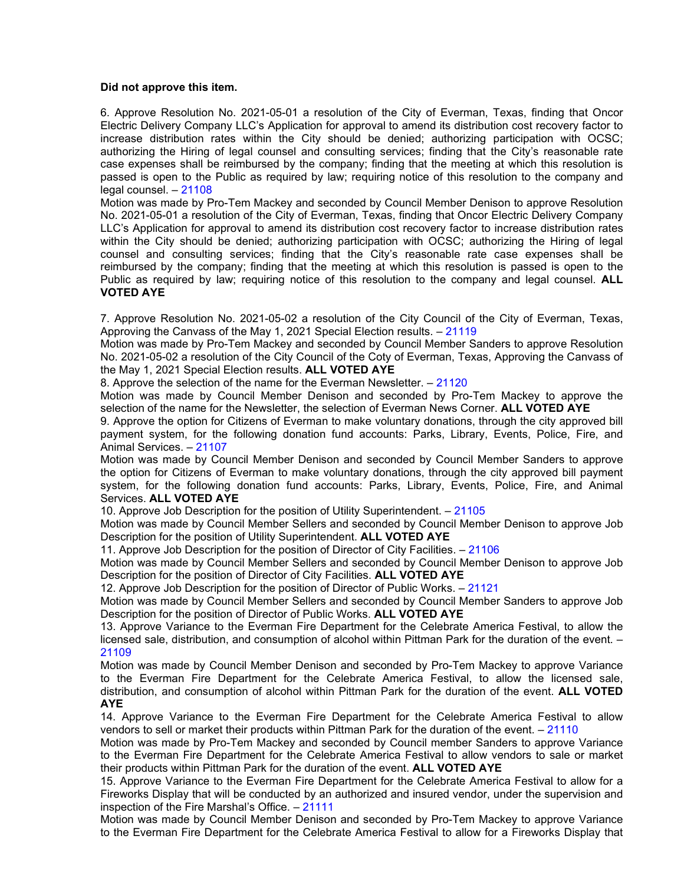**Did not approve this item.**

6. Approve Resolution No. 2021-05-01 a resolution of the City of Everman, Texas, finding that Oncor Electric Delivery Company LLC's Application for approval to amend its distribution cost recovery factor to increase distribution rates within the City should be denied; authorizing participation with OCSC; authorizing the Hiring of legal counsel and consulting services; finding that the City's reasonable rate case expenses shall be reimbursed by the company; finding that the meeting at which this resolution is passed is open to the Public as required by law; requiring notice of this resolution to the company and legal counsel. – 21108

Motion was made by Pro-Tem Mackey and seconded by Council Member Denison to approve Resolution No. 2021-05-01 a resolution of the City of Everman, Texas, finding that Oncor Electric Delivery Company LLC's Application for approval to amend its distribution cost recovery factor to increase distribution rates within the City should be denied; authorizing participation with OCSC; authorizing the Hiring of legal counsel and consulting services; finding that the City's reasonable rate case expenses shall be reimbursed by the company; finding that the meeting at which this resolution is passed is open to the Public as required by law; requiring notice of this resolution to the company and legal counsel. **ALL VOTED AYE**

7. Approve Resolution No. 2021-05-02 a resolution of the City Council of the City of Everman, Texas, Approving the Canvass of the May 1, 2021 Special Election results. – 21119

Motion was made by Pro-Tem Mackey and seconded by Council Member Sanders to approve Resolution No. 2021-05-02 a resolution of the City Council of the Coty of Everman, Texas, Approving the Canvass of the May 1, 2021 Special Election results. **ALL VOTED AYE**

8. Approve the selection of the name for the Everman Newsletter. – 21120

Motion was made by Council Member Denison and seconded by Pro-Tem Mackey to approve the selection of the name for the Newsletter, the selection of Everman News Corner. **ALL VOTED AYE**

9. Approve the option for Citizens of Everman to make voluntary donations, through the city approved bill payment system, for the following donation fund accounts: Parks, Library, Events, Police, Fire, and Animal Services. – 21107

Motion was made by Council Member Denison and seconded by Council Member Sanders to approve the option for Citizens of Everman to make voluntary donations, through the city approved bill payment system, for the following donation fund accounts: Parks, Library, Events, Police, Fire, and Animal Services. **ALL VOTED AYE**

10. Approve Job Description for the position of Utility Superintendent. – 21105

Motion was made by Council Member Sellers and seconded by Council Member Denison to approve Job Description for the position of Utility Superintendent. **ALL VOTED AYE**

11. Approve Job Description for the position of Director of City Facilities. – 21106

Motion was made by Council Member Sellers and seconded by Council Member Denison to approve Job Description for the position of Director of City Facilities. **ALL VOTED AYE**

12. Approve Job Description for the position of Director of Public Works. – 21121

Motion was made by Council Member Sellers and seconded by Council Member Sanders to approve Job Description for the position of Director of Public Works. **ALL VOTED AYE**

13. Approve Variance to the Everman Fire Department for the Celebrate America Festival, to allow the licensed sale, distribution, and consumption of alcohol within Pittman Park for the duration of the event. – 21109

Motion was made by Council Member Denison and seconded by Pro-Tem Mackey to approve Variance to the Everman Fire Department for the Celebrate America Festival, to allow the licensed sale, distribution, and consumption of alcohol within Pittman Park for the duration of the event. **ALL VOTED AYE**

14. Approve Variance to the Everman Fire Department for the Celebrate America Festival to allow vendors to sell or market their products within Pittman Park for the duration of the event. – 21110

Motion was made by Pro-Tem Mackey and seconded by Council member Sanders to approve Variance to the Everman Fire Department for the Celebrate America Festival to allow vendors to sale or market their products within Pittman Park for the duration of the event. **ALL VOTED AYE**

15. Approve Variance to the Everman Fire Department for the Celebrate America Festival to allow for a Fireworks Display that will be conducted by an authorized and insured vendor, under the supervision and inspection of the Fire Marshal's Office. – 21111

Motion was made by Council Member Denison and seconded by Pro-Tem Mackey to approve Variance to the Everman Fire Department for the Celebrate America Festival to allow for a Fireworks Display that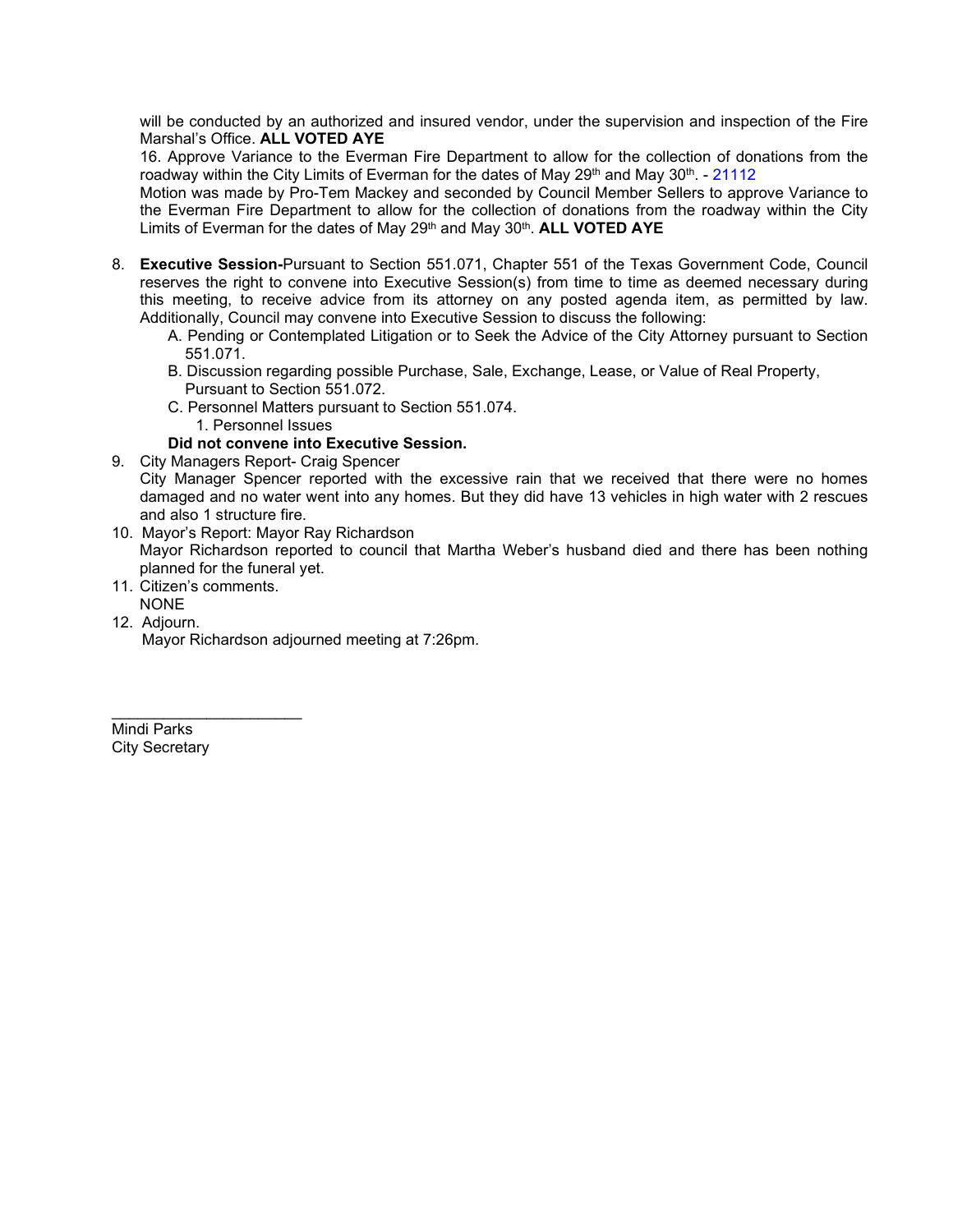will be conducted by an authorized and insured vendor, under the supervision and inspection of the Fire Marshal's Office. **ALL VOTED AYE**

16. Approve Variance to the Everman Fire Department to allow for the collection of donations from the roadway within the City Limits of Everman for the dates of May 29th and May 30th. - 21112

Motion was made by Pro-Tem Mackey and seconded by Council Member Sellers to approve Variance to the Everman Fire Department to allow for the collection of donations from the roadway within the City Limits of Everman for the dates of May 29th and May 30th. **ALL VOTED AYE**

8. **Executive Session-**Pursuant to Section 551.071, Chapter 551 of the Texas Government Code, Council reserves the right to convene into Executive Session(s) from time to time as deemed necessary during this meeting, to receive advice from its attorney on any posted agenda item, as permitted by law. Additionally, Council may convene into Executive Session to discuss the following:
   - A. Pending or Contemplated Litigation or to Seek the Advice of the City Attorney pursuant to Section 551.071.
   - B. Discussion regarding possible Purchase, Sale, Exchange, Lease, or Value of Real Property, Pursuant to Section 551.072.
   - C. Personnel Matters pursuant to Section 551.074.
     1. Personnel Issues

   **Did not convene into Executive Session.**
9. City Managers Report- Craig Spencer
   City Manager Spencer reported with the excessive rain that we received that there were no homes damaged and no water went into any homes. But they did have 13 vehicles in high water with 2 rescues and also 1 structure fire.
10. Mayor's Report: Mayor Ray Richardson
    Mayor Richardson reported to council that Martha Weber's husband died and there has been nothing planned for the funeral yet.
11. Citizen's comments.
    NONE
12. Adjourn.
    Mayor Richardson adjourned meeting at 7:26pm.

______________________
Mindi Parks
City Secretary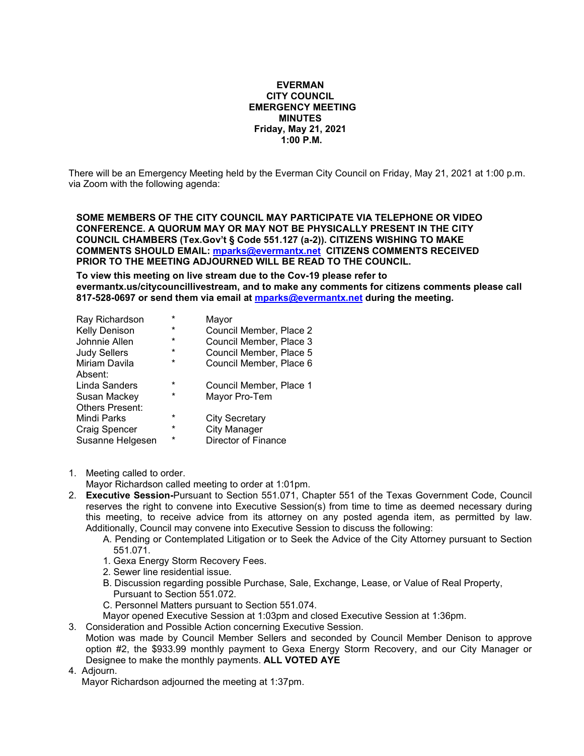**EVERMAN**
**CITY COUNCIL**
**EMERGENCY MEETING**
**MINUTES**
**Friday, May 21, 2021**
**1:00 P.M.**

There will be an Emergency Meeting held by the Everman City Council on Friday, May 21, 2021 at 1:00 p.m. via Zoom with the following agenda:

**SOME MEMBERS OF THE CITY COUNCIL MAY PARTICIPATE VIA TELEPHONE OR VIDEO CONFERENCE. A QUORUM MAY OR MAY NOT BE PHYSICALLY PRESENT IN THE CITY COUNCIL CHAMBERS (Tex.Gov't § Code 551.127 (a-2)). CITIZENS WISHING TO MAKE COMMENTS SHOULD EMAIL: [mparks@evermantx.net](mailto:mparks@evermantx.net) CITIZENS COMMENTS RECEIVED PRIOR TO THE MEETING ADJOURNED WILL BE READ TO THE COUNCIL.**

**To view this meeting on live stream due to the Cov-19 please refer to evermantx.us/citycouncillivestream, and to make any comments for citizens comments please call 817-528-0697 or send them via email at [mparks@evermantx.net](mailto:mparks@evermantx.net) during the meeting.**

| | | |
|---|---|---|
| Ray Richardson | * | Mayor |
| Kelly Denison | * | Council Member, Place 2 |
| Johnnie Allen | * | Council Member, Place 3 |
| Judy Sellers | * | Council Member, Place 5 |
| Miriam Davila | * | Council Member, Place 6 |
| Absent: | | |
| Linda Sanders | * | Council Member, Place 1 |
| Susan Mackey | * | Mayor Pro-Tem |
| Others Present: | | |
| Mindi Parks | * | City Secretary |
| Craig Spencer | * | City Manager |
| Susanne Helgesen | * | Director of Finance |

1. Meeting called to order.
   Mayor Richardson called meeting to order at 1:01pm.
2. **Executive Session-**Pursuant to Section 551.071, Chapter 551 of the Texas Government Code, Council reserves the right to convene into Executive Session(s) from time to time as deemed necessary during this meeting, to receive advice from its attorney on any posted agenda item, as permitted by law. Additionally, Council may convene into Executive Session to discuss the following:
   A. Pending or Contemplated Litigation or to Seek the Advice of the City Attorney pursuant to Section 551.071.
   1. Gexa Energy Storm Recovery Fees.
   2. Sewer line residential issue.
   B. Discussion regarding possible Purchase, Sale, Exchange, Lease, or Value of Real Property, Pursuant to Section 551.072.
   C. Personnel Matters pursuant to Section 551.074.
   Mayor opened Executive Session at 1:03pm and closed Executive Session at 1:36pm.
3. Consideration and Possible Action concerning Executive Session.
   Motion was made by Council Member Sellers and seconded by Council Member Denison to approve option #2, the $933.99 monthly payment to Gexa Energy Storm Recovery, and our City Manager or Designee to make the monthly payments. **ALL VOTED AYE**
4. Adjourn.
   Mayor Richardson adjourned the meeting at 1:37pm.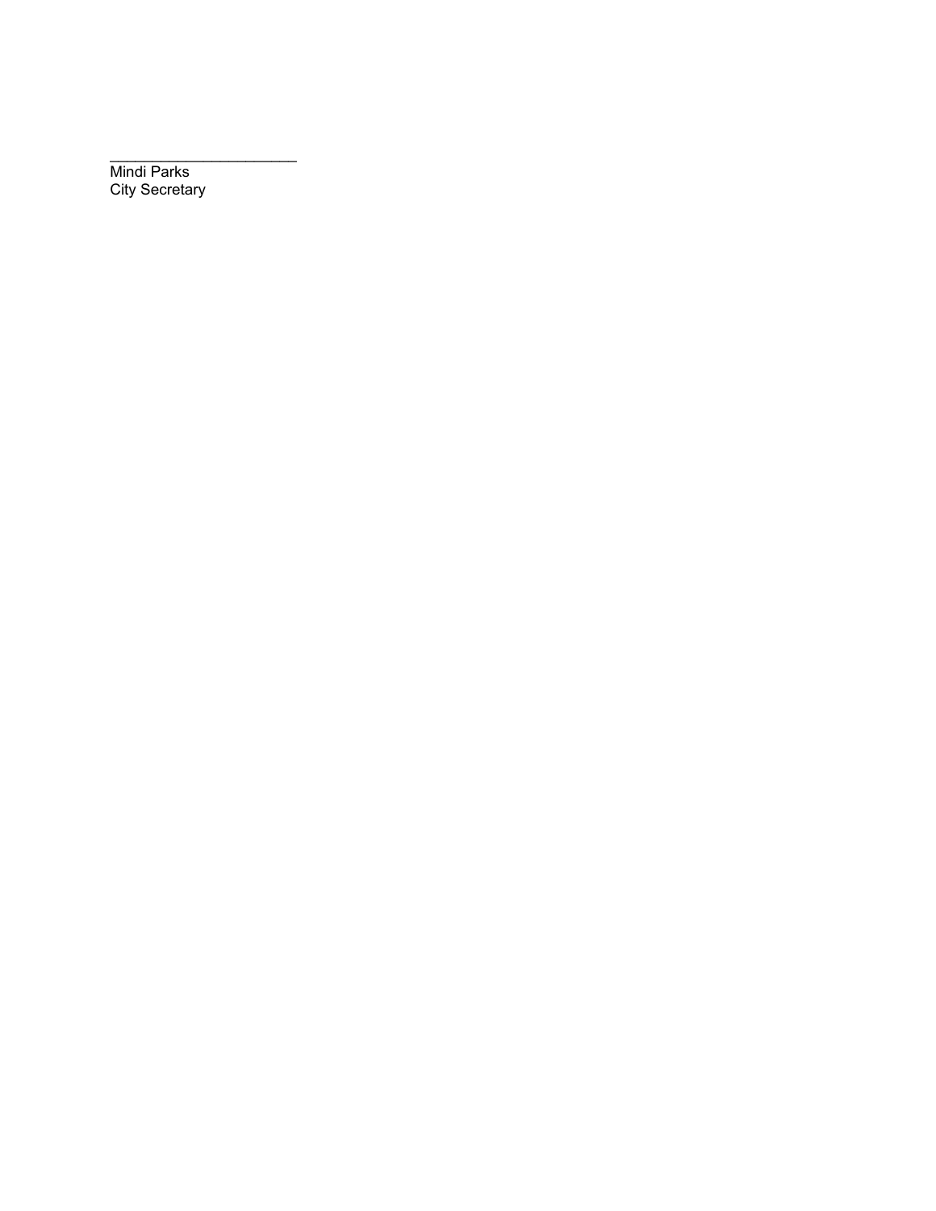______________________
Mindi Parks
City Secretary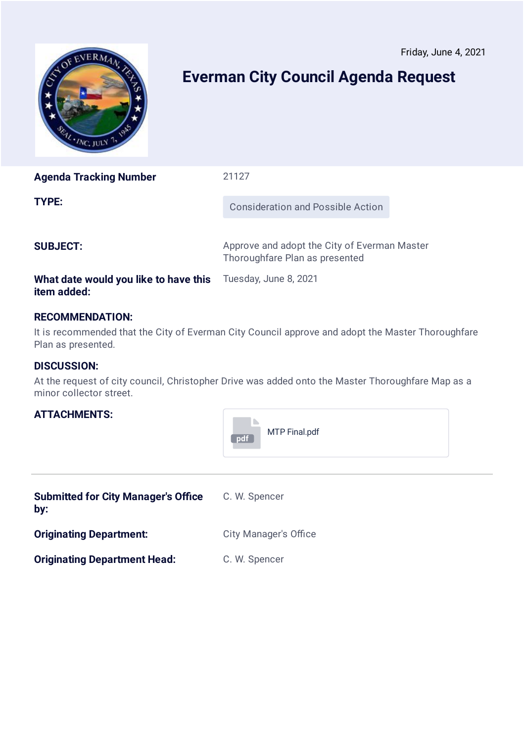Friday, June 4, 2021

# Everman City Council Agenda Request

| | |
|---|---|
| **Agenda Tracking Number** | 21127 |
| **TYPE:** | Consideration and Possible Action |
| **SUBJECT:** | Approve and adopt the City of Everman Master Thoroughfare Plan as presented |
| **What date would you like to have this item added:** | Tuesday, June 8, 2021 |

**RECOMMENDATION:**

It is recommended that the City of Everman City Council approve and adopt the Master Thoroughfare Plan as presented.

**DISCUSSION:**

At the request of city council, Christopher Drive was added onto the Master Thoroughfare Map as a minor collector street.

**ATTACHMENTS:** MTP Final.pdf

---

| | |
|---|---|
| **Submitted for City Manager's Office by:** | C. W. Spencer |
| **Originating Department:** | City Manager's Office |
| **Originating Department Head:** | C. W. Spencer |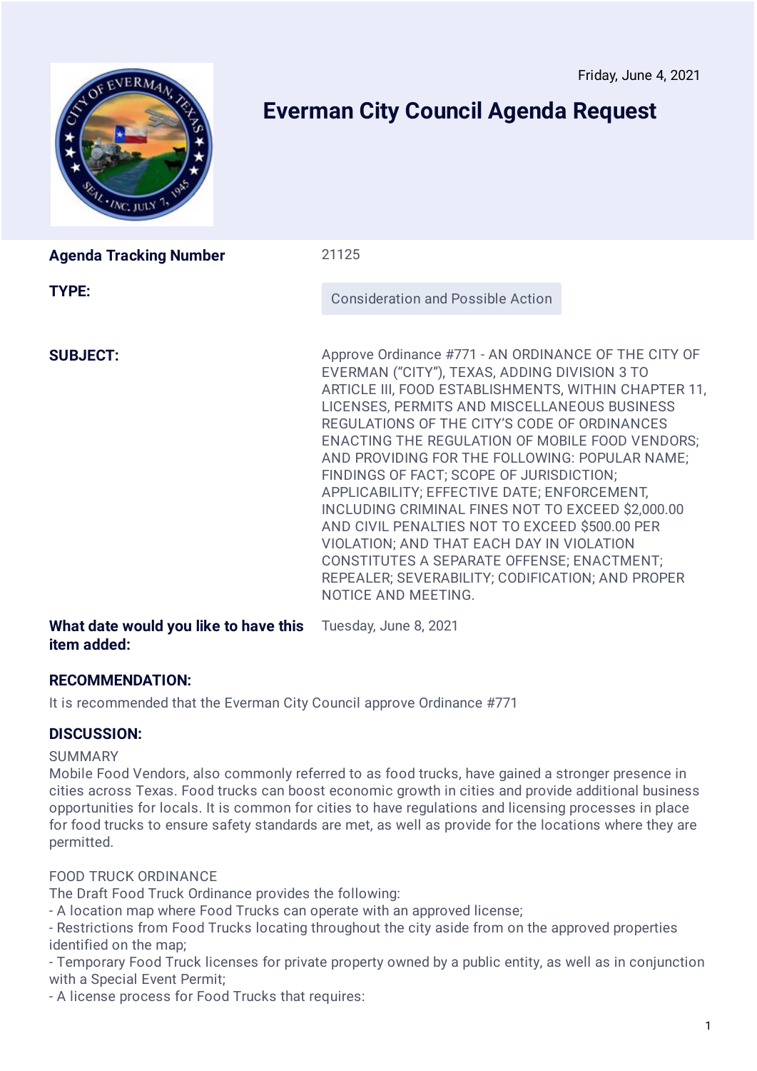Friday, June 4, 2021

# Everman City Council Agenda Request

| | |
|---|---|
| **Agenda Tracking Number** | 21125 |
| **TYPE:** | Consideration and Possible Action |
| **SUBJECT:** | Approve Ordinance #771 - AN ORDINANCE OF THE CITY OF EVERMAN ("CITY"), TEXAS, ADDING DIVISION 3 TO ARTICLE III, FOOD ESTABLISHMENTS, WITHIN CHAPTER 11, LICENSES, PERMITS AND MISCELLANEOUS BUSINESS REGULATIONS OF THE CITY'S CODE OF ORDINANCES ENACTING THE REGULATION OF MOBILE FOOD VENDORS; AND PROVIDING FOR THE FOLLOWING: POPULAR NAME; FINDINGS OF FACT; SCOPE OF JURISDICTION; APPLICABILITY; EFFECTIVE DATE; ENFORCEMENT, INCLUDING CRIMINAL FINES NOT TO EXCEED $2,000.00 AND CIVIL PENALTIES NOT TO EXCEED $500.00 PER VIOLATION; AND THAT EACH DAY IN VIOLATION CONSTITUTES A SEPARATE OFFENSE; ENACTMENT; REPEALER; SEVERABILITY; CODIFICATION; AND PROPER NOTICE AND MEETING. |
| **What date would you like to have this item added:** | Tuesday, June 8, 2021 |

### RECOMMENDATION:

It is recommended that the Everman City Council approve Ordinance #771

### DISCUSSION:

SUMMARY

Mobile Food Vendors, also commonly referred to as food trucks, have gained a stronger presence in cities across Texas. Food trucks can boost economic growth in cities and provide additional business opportunities for locals. It is common for cities to have regulations and licensing processes in place for food trucks to ensure safety standards are met, as well as provide for the locations where they are permitted.

FOOD TRUCK ORDINANCE

The Draft Food Truck Ordinance provides the following:

- A location map where Food Trucks can operate with an approved license;
- Restrictions from Food Trucks locating throughout the city aside from on the approved properties identified on the map;
- Temporary Food Truck licenses for private property owned by a public entity, as well as in conjunction with a Special Event Permit;
- A license process for Food Trucks that requires: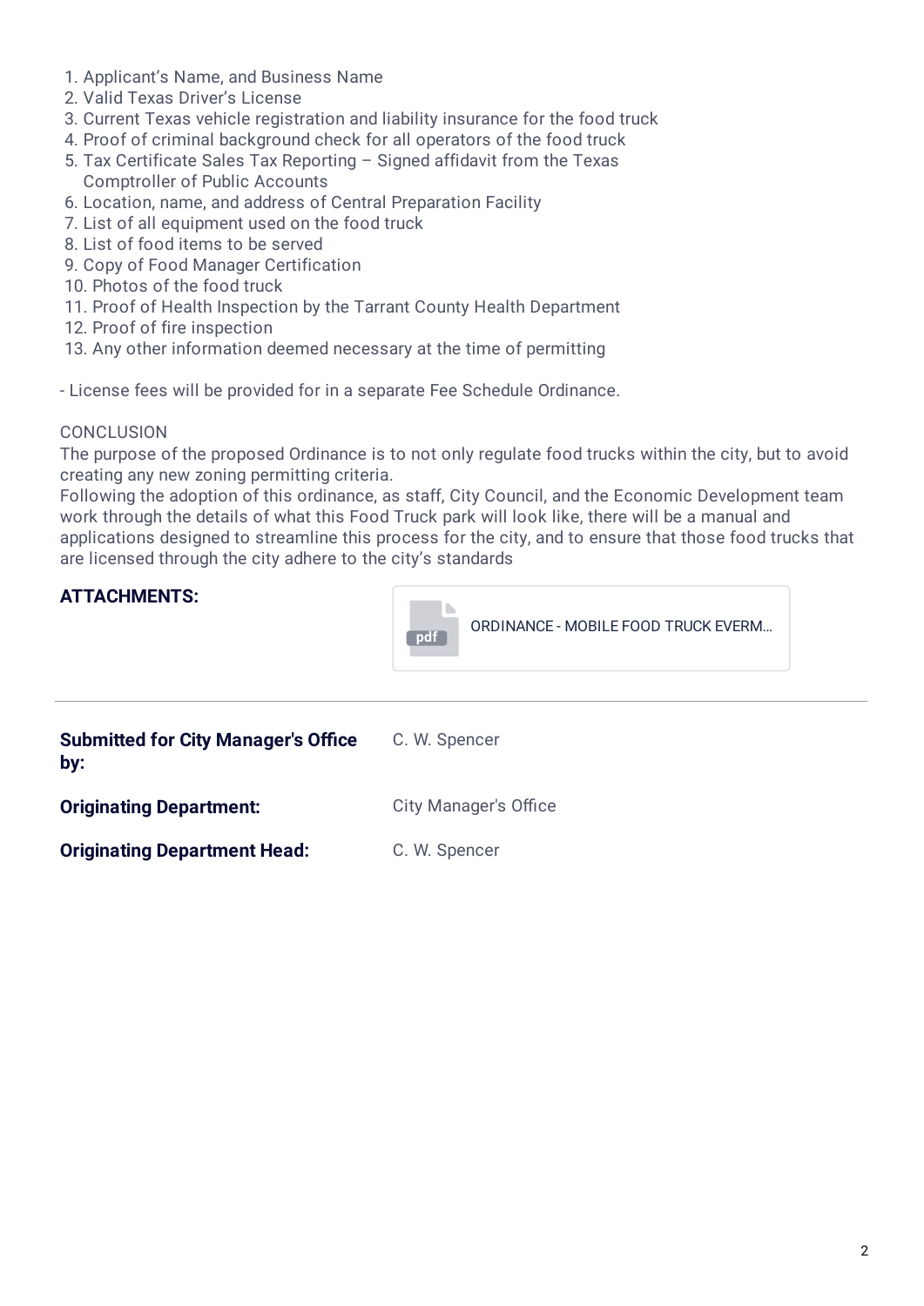1. Applicant's Name, and Business Name
2. Valid Texas Driver's License
3. Current Texas vehicle registration and liability insurance for the food truck
4. Proof of criminal background check for all operators of the food truck
5. Tax Certificate Sales Tax Reporting – Signed affidavit from the Texas Comptroller of Public Accounts
6. Location, name, and address of Central Preparation Facility
7. List of all equipment used on the food truck
8. List of food items to be served
9. Copy of Food Manager Certification
10. Photos of the food truck
11. Proof of Health Inspection by the Tarrant County Health Department
12. Proof of fire inspection
13. Any other information deemed necessary at the time of permitting

- License fees will be provided for in a separate Fee Schedule Ordinance.

CONCLUSION

The purpose of the proposed Ordinance is to not only regulate food trucks within the city, but to avoid creating any new zoning permitting criteria.

Following the adoption of this ordinance, as staff, City Council, and the Economic Development team work through the details of what this Food Truck park will look like, there will be a manual and applications designed to streamline this process for the city, and to ensure that those food trucks that are licensed through the city adhere to the city's standards

**ATTACHMENTS:**

ORDINANCE - MOBILE FOOD TRUCK EVERM...

---

**Submitted for City Manager's Office by:** C. W. Spencer

**Originating Department:** City Manager's Office

**Originating Department Head:** C. W. Spencer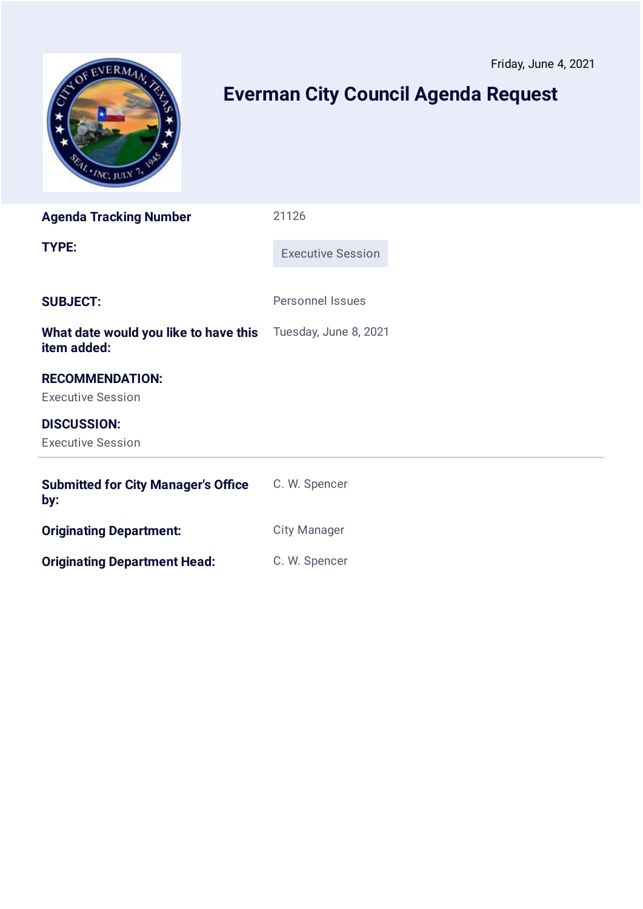Friday, June 4, 2021

# Everman City Council Agenda Request

| | |
|---|---|
| **Agenda Tracking Number** | 21126 |
| **TYPE:** | Executive Session |
| **SUBJECT:** | Personnel Issues |
| **What date would you like to have this item added:** | Tuesday, June 8, 2021 |

**RECOMMENDATION:**

Executive Session

**DISCUSSION:**

Executive Session

---

| | |
|---|---|
| **Submitted for City Manager's Office by:** | C. W. Spencer |
| **Originating Department:** | City Manager |
| **Originating Department Head:** | C. W. Spencer |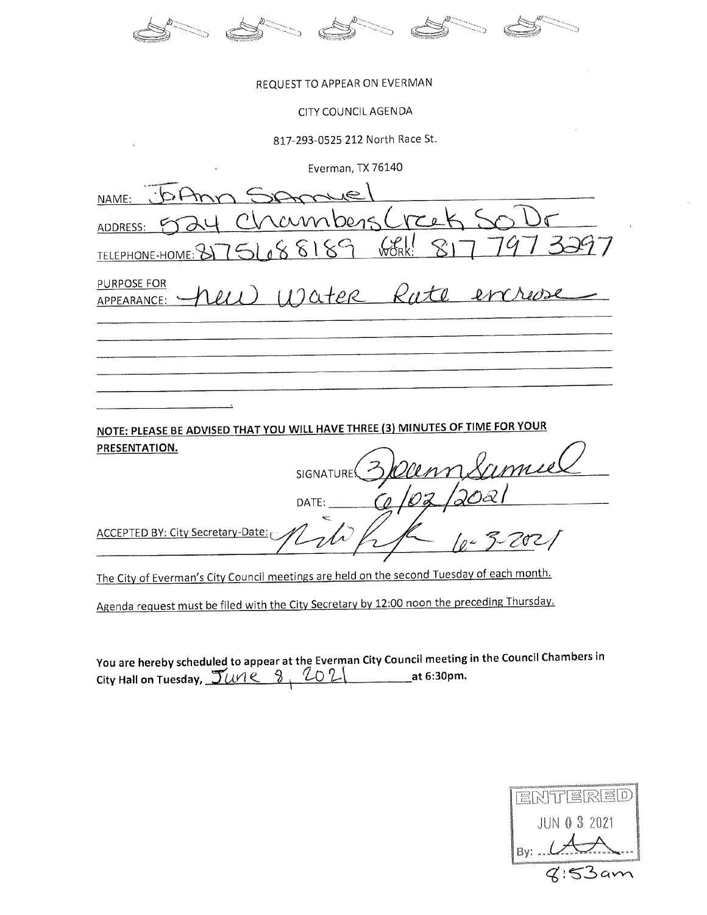REQUEST TO APPEAR ON EVERMAN

CITY COUNCIL AGENDA

817-293-0525 212 North Race St.

Everman, TX 76140

NAME: JoAnn Samuel

ADDRESS: 524 Chambers Creek So Dr

TELEPHONE-HOME: 8175688189 WORK: Cell! 817 797 3297

PURPOSE FOR APPEARANCE: new Water Rate encrease

**NOTE: PLEASE BE ADVISED THAT YOU WILL HAVE THREE (3) MINUTES OF TIME FOR YOUR PRESENTATION.**

SIGNATURE: JoAnn Samuel

DATE: 6/02/2021

ACCEPTED BY: City Secretary-Date: 6-3-2021

The City of Everman's City Council meetings are held on the second Tuesday of each month.

Agenda request must be filed with the City Secretary by 12:00 noon the preceding Thursday.

**You are hereby scheduled to appear at the Everman City Council meeting in the Council Chambers in City Hall on Tuesday, June 8, 2021 at 6:30pm.**

ENTERED
JUN 03 2021
By:
8:53am